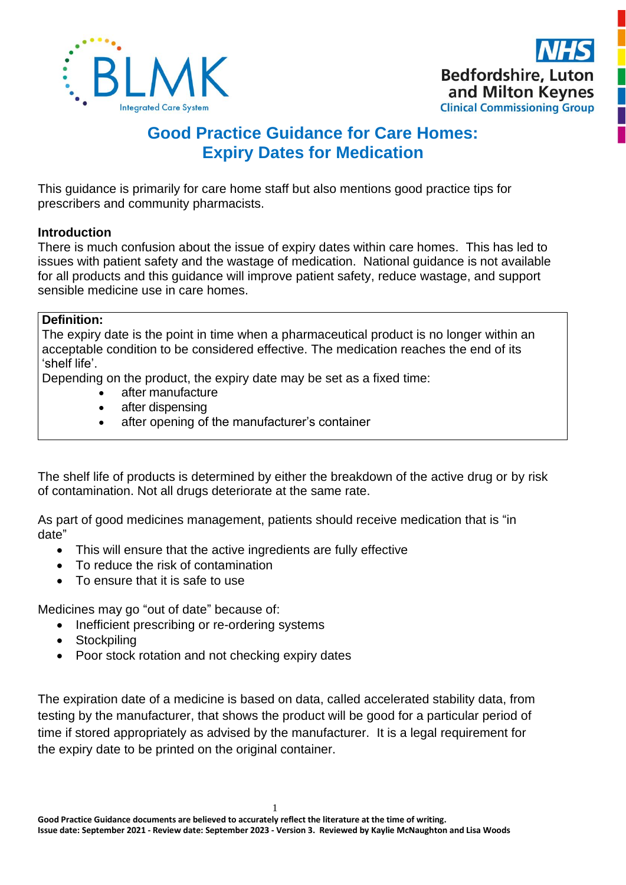# Good Practice Guidance for Care Homes: Expiry Dates for Medication

This guidance is primarily for care home staff but also mentions good practice tips for prescribers and community pharmacists.

## Introduction

There is much confusion about the issue of expiry dates within care homes. This has led to issues with patient safety and the wastage of medication. National guidance is not available for all products and this guidance will improve patient safety, reduce wastage, and support sensible medicine use in care homes.

> **Definition:**
> The expiry date is the point in time when a pharmaceutical product is no longer within an acceptable condition to be considered effective. The medication reaches the end of its 'shelf life'.
> Depending on the product, the expiry date may be set as a fixed time:
> - after manufacture
> - after dispensing
> - after opening of the manufacturer's container

The shelf life of products is determined by either the breakdown of the active drug or by risk of contamination. Not all drugs deteriorate at the same rate.

As part of good medicines management, patients should receive medication that is "in date"

- This will ensure that the active ingredients are fully effective
- To reduce the risk of contamination
- To ensure that it is safe to use

Medicines may go "out of date" because of:

- Inefficient prescribing or re-ordering systems
- Stockpiling
- Poor stock rotation and not checking expiry dates

The expiration date of a medicine is based on data, called accelerated stability data, from testing by the manufacturer, that shows the product will be good for a particular period of time if stored appropriately as advised by the manufacturer. It is a legal requirement for the expiry date to be printed on the original container.

**Good Practice Guidance documents are believed to accurately reflect the literature at the time of writing.**
**Issue date: September 2021 - Review date: September 2023 - Version 3. Reviewed by Kaylie McNaughton and Lisa Woods**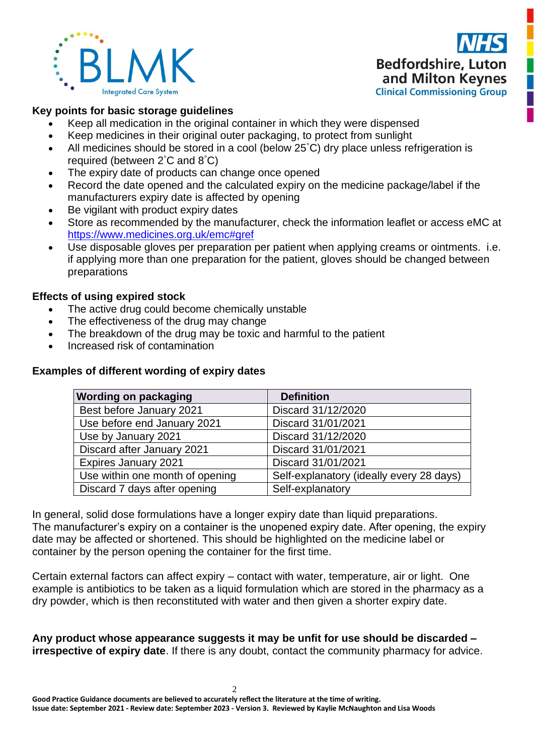### Key points for basic storage guidelines

- Keep all medication in the original container in which they were dispensed
- Keep medicines in their original outer packaging, to protect from sunlight
- All medicines should be stored in a cool (below 25˚C) dry place unless refrigeration is required (between 2˚C and 8˚C)
- The expiry date of products can change once opened
- Record the date opened and the calculated expiry on the medicine package/label if the manufacturers expiry date is affected by opening
- Be vigilant with product expiry dates
- Store as recommended by the manufacturer, check the information leaflet or access eMC at https://www.medicines.org.uk/emc#gref
- Use disposable gloves per preparation per patient when applying creams or ointments. i.e. if applying more than one preparation for the patient, gloves should be changed between preparations

### Effects of using expired stock

- The active drug could become chemically unstable
- The effectiveness of the drug may change
- The breakdown of the drug may be toxic and harmful to the patient
- Increased risk of contamination

### Examples of different wording of expiry dates

| Wording on packaging | Definition |
|---|---|
| Best before January 2021 | Discard 31/12/2020 |
| Use before end January 2021 | Discard 31/01/2021 |
| Use by January 2021 | Discard 31/12/2020 |
| Discard after January 2021 | Discard 31/01/2021 |
| Expires January 2021 | Discard 31/01/2021 |
| Use within one month of opening | Self-explanatory (ideally every 28 days) |
| Discard 7 days after opening | Self-explanatory |

In general, solid dose formulations have a longer expiry date than liquid preparations. The manufacturer's expiry on a container is the unopened expiry date. After opening, the expiry date may be affected or shortened. This should be highlighted on the medicine label or container by the person opening the container for the first time.

Certain external factors can affect expiry – contact with water, temperature, air or light. One example is antibiotics to be taken as a liquid formulation which are stored in the pharmacy as a dry powder, which is then reconstituted with water and then given a shorter expiry date.

**Any product whose appearance suggests it may be unfit for use should be discarded – irrespective of expiry date**. If there is any doubt, contact the community pharmacy for advice.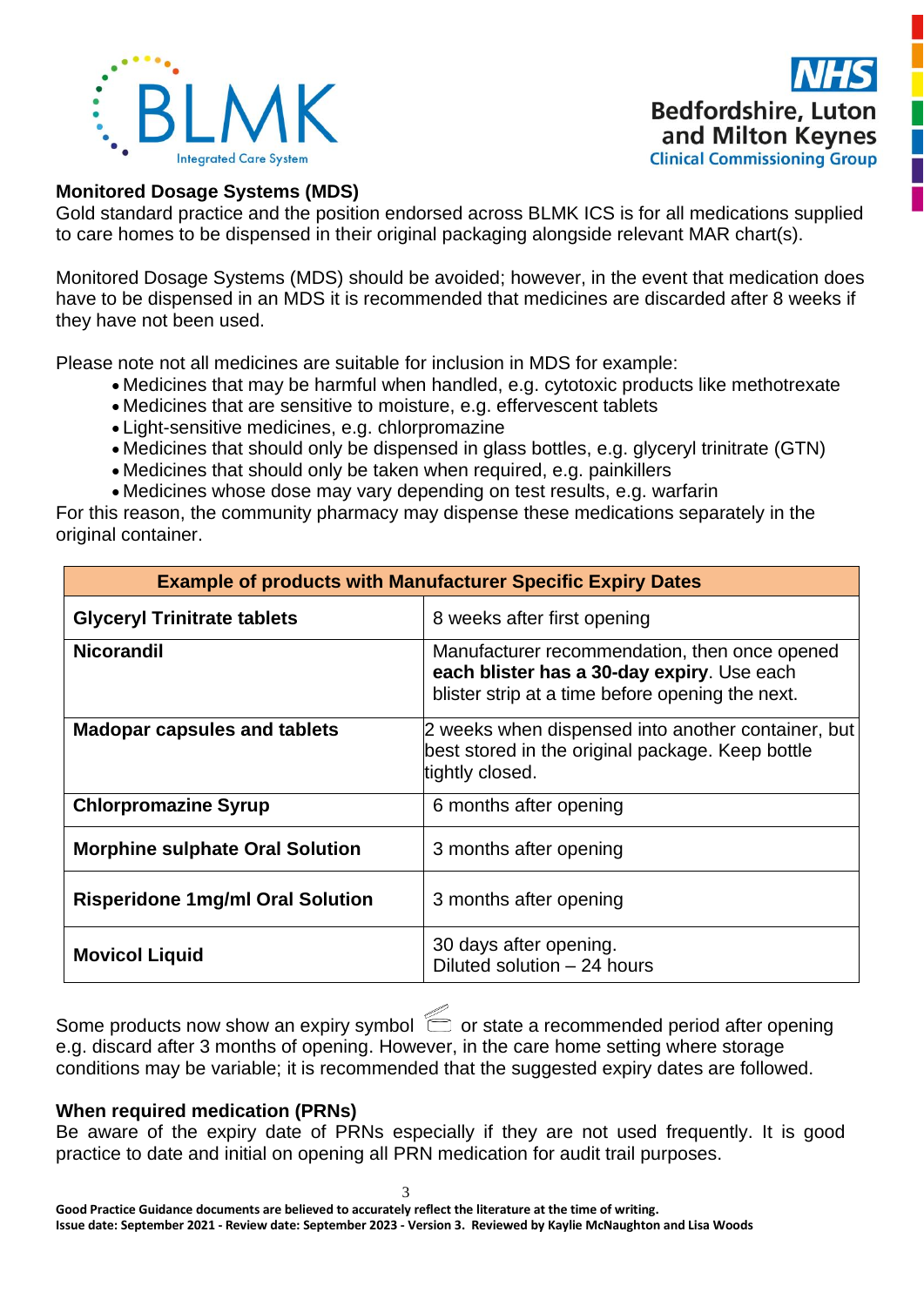### Monitored Dosage Systems (MDS)

Gold standard practice and the position endorsed across BLMK ICS is for all medications supplied to care homes to be dispensed in their original packaging alongside relevant MAR chart(s).

Monitored Dosage Systems (MDS) should be avoided; however, in the event that medication does have to be dispensed in an MDS it is recommended that medicines are discarded after 8 weeks if they have not been used.

Please note not all medicines are suitable for inclusion in MDS for example:

- Medicines that may be harmful when handled, e.g. cytotoxic products like methotrexate
- Medicines that are sensitive to moisture, e.g. effervescent tablets
- Light-sensitive medicines, e.g. chlorpromazine
- Medicines that should only be dispensed in glass bottles, e.g. glyceryl trinitrate (GTN)
- Medicines that should only be taken when required, e.g. painkillers
- Medicines whose dose may vary depending on test results, e.g. warfarin

For this reason, the community pharmacy may dispense these medications separately in the original container.

| Example of products with Manufacturer Specific Expiry Dates | |
|---|---|
| **Glyceryl Trinitrate tablets** | 8 weeks after first opening |
| **Nicorandil** | Manufacturer recommendation, then once opened **each blister has a 30-day expiry**. Use each blister strip at a time before opening the next. |
| **Madopar capsules and tablets** | 2 weeks when dispensed into another container, but best stored in the original package. Keep bottle tightly closed. |
| **Chlorpromazine Syrup** | 6 months after opening |
| **Morphine sulphate Oral Solution** | 3 months after opening |
| **Risperidone 1mg/ml Oral Solution** | 3 months after opening |
| **Movicol Liquid** | 30 days after opening.<br>Diluted solution – 24 hours |

Some products now show an expiry symbol or state a recommended period after opening e.g. discard after 3 months of opening. However, in the care home setting where storage conditions may be variable; it is recommended that the suggested expiry dates are followed.

### When required medication (PRNs)

Be aware of the expiry date of PRNs especially if they are not used frequently. It is good practice to date and initial on opening all PRN medication for audit trail purposes.

**Good Practice Guidance documents are believed to accurately reflect the literature at the time of writing.**
**Issue date: September 2021 - Review date: September 2023 - Version 3. Reviewed by Kaylie McNaughton and Lisa Woods**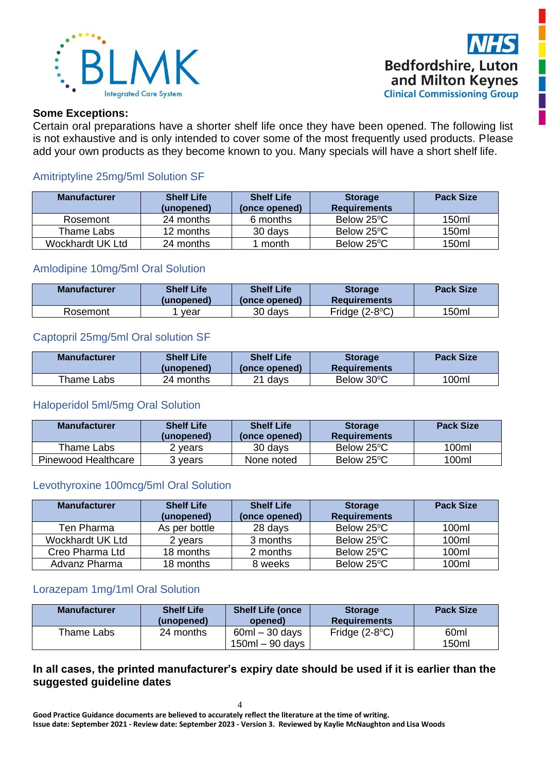**Some Exceptions:**

Certain oral preparations have a shorter shelf life once they have been opened. The following list is not exhaustive and is only intended to cover some of the most frequently used products. Please add your own products as they become known to you. Many specials will have a short shelf life.

### Amitriptyline 25mg/5ml Solution SF

| Manufacturer | Shelf Life (unopened) | Shelf Life (once opened) | Storage Requirements | Pack Size |
|---|---|---|---|---|
| Rosemont | 24 months | 6 months | Below 25°C | 150ml |
| Thame Labs | 12 months | 30 days | Below 25°C | 150ml |
| Wockhardt UK Ltd | 24 months | 1 month | Below 25°C | 150ml |

### Amlodipine 10mg/5ml Oral Solution

| Manufacturer | Shelf Life (unopened) | Shelf Life (once opened) | Storage Requirements | Pack Size |
|---|---|---|---|---|
| Rosemont | 1 year | 30 days | Fridge (2-8°C) | 150ml |

### Captopril 25mg/5ml Oral solution SF

| Manufacturer | Shelf Life (unopened) | Shelf Life (once opened) | Storage Requirements | Pack Size |
|---|---|---|---|---|
| Thame Labs | 24 months | 21 days | Below 30°C | 100ml |

### Haloperidol 5ml/5mg Oral Solution

| Manufacturer | Shelf Life (unopened) | Shelf Life (once opened) | Storage Requirements | Pack Size |
|---|---|---|---|---|
| Thame Labs | 2 years | 30 days | Below 25°C | 100ml |
| Pinewood Healthcare | 3 years | None noted | Below 25°C | 100ml |

### Levothyroxine 100mcg/5ml Oral Solution

| Manufacturer | Shelf Life (unopened) | Shelf Life (once opened) | Storage Requirements | Pack Size |
|---|---|---|---|---|
| Ten Pharma | As per bottle | 28 days | Below 25°C | 100ml |
| Wockhardt UK Ltd | 2 years | 3 months | Below 25°C | 100ml |
| Creo Pharma Ltd | 18 months | 2 months | Below 25°C | 100ml |
| Advanz Pharma | 18 months | 8 weeks | Below 25°C | 100ml |

### Lorazepam 1mg/1ml Oral Solution

| Manufacturer | Shelf Life (unopened) | Shelf Life (once opened) | Storage Requirements | Pack Size |
|---|---|---|---|---|
| Thame Labs | 24 months | 60ml – 30 days<br>150ml – 90 days | Fridge (2-8°C) | 60ml<br>150ml |

**In all cases, the printed manufacturer's expiry date should be used if it is earlier than the suggested guideline dates**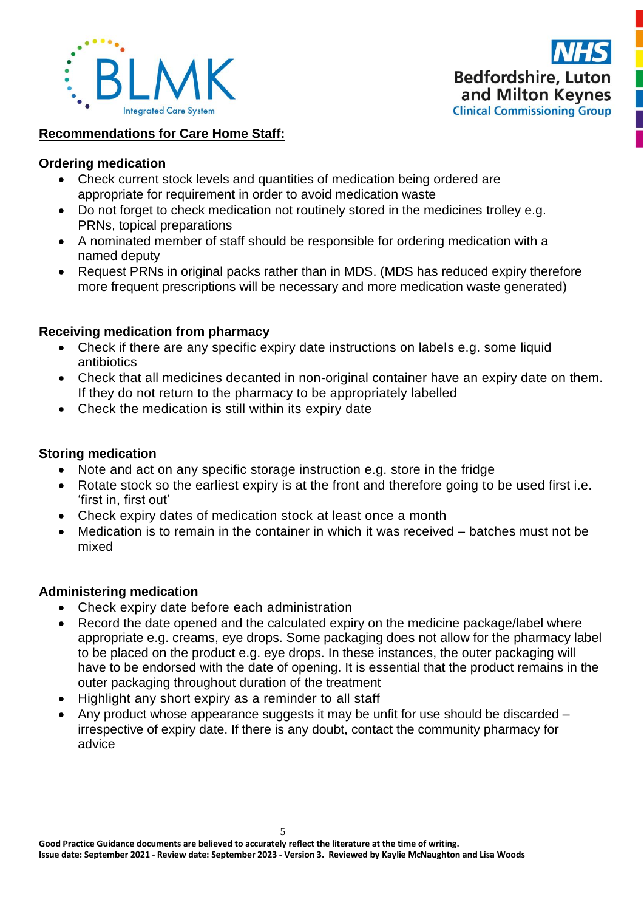## Recommendations for Care Home Staff:

### Ordering medication

- Check current stock levels and quantities of medication being ordered are appropriate for requirement in order to avoid medication waste
- Do not forget to check medication not routinely stored in the medicines trolley e.g. PRNs, topical preparations
- A nominated member of staff should be responsible for ordering medication with a named deputy
- Request PRNs in original packs rather than in MDS. (MDS has reduced expiry therefore more frequent prescriptions will be necessary and more medication waste generated)

### Receiving medication from pharmacy

- Check if there are any specific expiry date instructions on labels e.g. some liquid antibiotics
- Check that all medicines decanted in non-original container have an expiry date on them. If they do not return to the pharmacy to be appropriately labelled
- Check the medication is still within its expiry date

### Storing medication

- Note and act on any specific storage instruction e.g. store in the fridge
- Rotate stock so the earliest expiry is at the front and therefore going to be used first i.e. 'first in, first out'
- Check expiry dates of medication stock at least once a month
- Medication is to remain in the container in which it was received – batches must not be mixed

### Administering medication

- Check expiry date before each administration
- Record the date opened and the calculated expiry on the medicine package/label where appropriate e.g. creams, eye drops. Some packaging does not allow for the pharmacy label to be placed on the product e.g. eye drops. In these instances, the outer packaging will have to be endorsed with the date of opening. It is essential that the product remains in the outer packaging throughout duration of the treatment
- Highlight any short expiry as a reminder to all staff
- Any product whose appearance suggests it may be unfit for use should be discarded – irrespective of expiry date. If there is any doubt, contact the community pharmacy for advice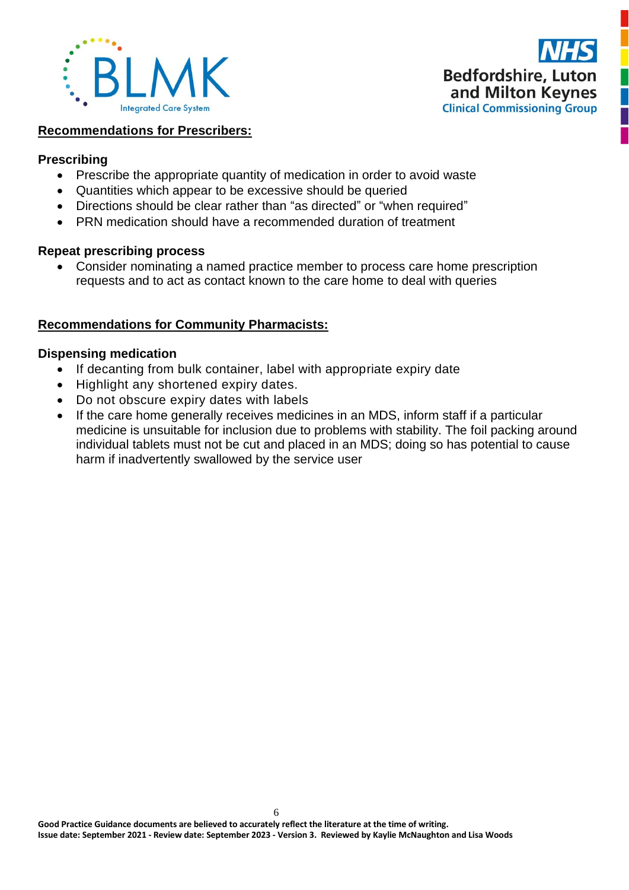## Recommendations for Prescribers:

### Prescribing

- Prescribe the appropriate quantity of medication in order to avoid waste
- Quantities which appear to be excessive should be queried
- Directions should be clear rather than "as directed" or "when required"
- PRN medication should have a recommended duration of treatment

### Repeat prescribing process

- Consider nominating a named practice member to process care home prescription requests and to act as contact known to the care home to deal with queries

## Recommendations for Community Pharmacists:

### Dispensing medication

- If decanting from bulk container, label with appropriate expiry date
- Highlight any shortened expiry dates.
- Do not obscure expiry dates with labels
- If the care home generally receives medicines in an MDS, inform staff if a particular medicine is unsuitable for inclusion due to problems with stability. The foil packing around individual tablets must not be cut and placed in an MDS; doing so has potential to cause harm if inadvertently swallowed by the service user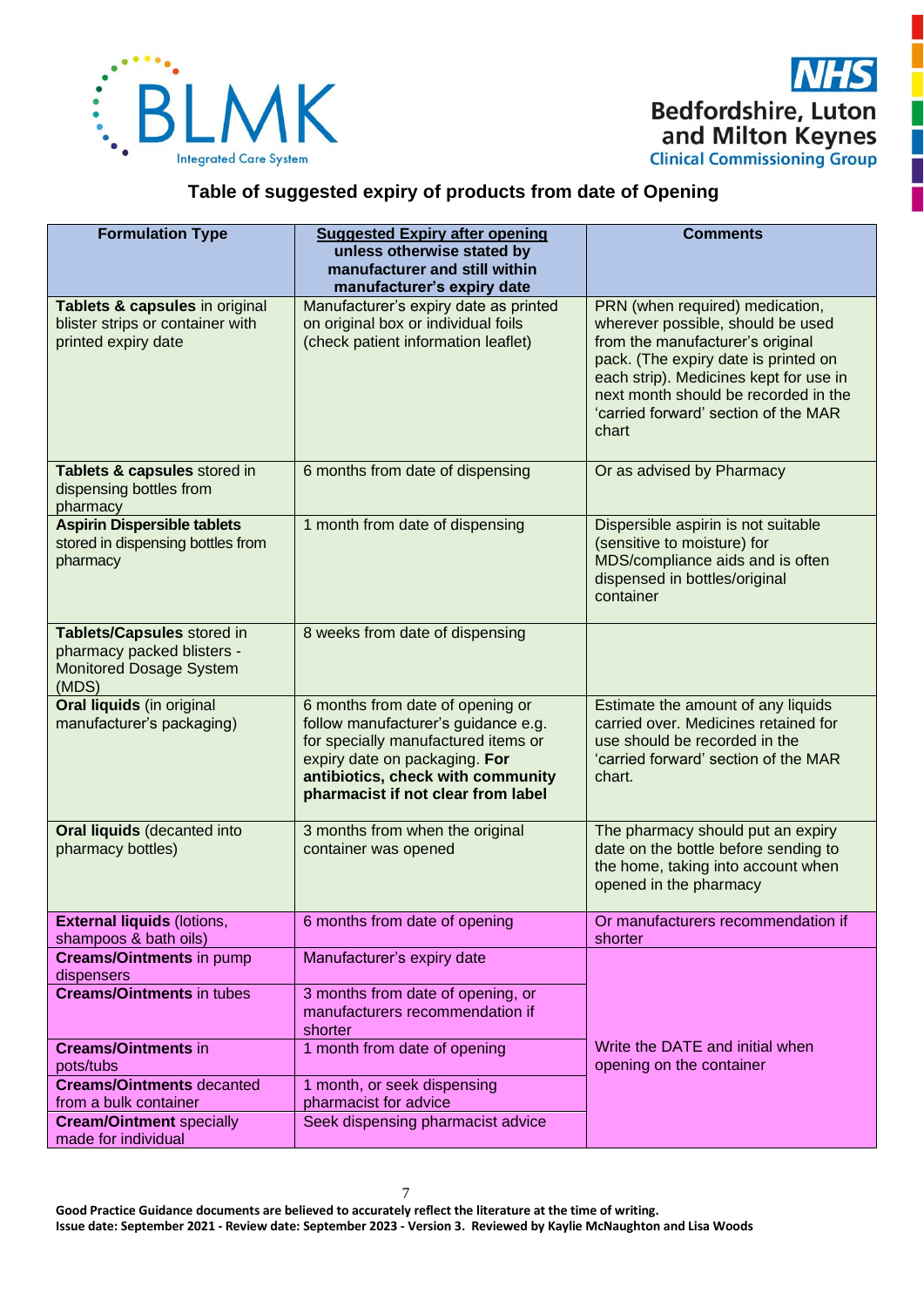## Table of suggested expiry of products from date of Opening

| Formulation Type | Suggested Expiry after opening unless otherwise stated by manufacturer and still within manufacturer's expiry date | Comments |
|---|---|---|
| **Tablets & capsules** in original blister strips or container with printed expiry date | Manufacturer's expiry date as printed on original box or individual foils (check patient information leaflet) | PRN (when required) medication, wherever possible, should be used from the manufacturer's original pack. (The expiry date is printed on each strip). Medicines kept for use in next month should be recorded in the 'carried forward' section of the MAR chart |
| **Tablets & capsules** stored in dispensing bottles from pharmacy | 6 months from date of dispensing | Or as advised by Pharmacy |
| **Aspirin Dispersible tablets** stored in dispensing bottles from pharmacy | 1 month from date of dispensing | Dispersible aspirin is not suitable (sensitive to moisture) for MDS/compliance aids and is often dispensed in bottles/original container |
| **Tablets/Capsules** stored in pharmacy packed blisters - Monitored Dosage System (MDS) | 8 weeks from date of dispensing | |
| **Oral liquids** (in original manufacturer's packaging) | 6 months from date of opening or follow manufacturer's guidance e.g. for specially manufactured items or expiry date on packaging. **For antibiotics, check with community pharmacist if not clear from label** | Estimate the amount of any liquids carried over. Medicines retained for use should be recorded in the 'carried forward' section of the MAR chart. |
| **Oral liquids** (decanted into pharmacy bottles) | 3 months from when the original container was opened | The pharmacy should put an expiry date on the bottle before sending to the home, taking into account when opened in the pharmacy |
| **External liquids** (lotions, shampoos & bath oils) | 6 months from date of opening | Or manufacturers recommendation if shorter |
| **Creams/Ointments** in pump dispensers | Manufacturer's expiry date | Write the DATE and initial when opening on the container |
| **Creams/Ointments** in tubes | 3 months from date of opening, or manufacturers recommendation if shorter | |
| **Creams/Ointments** in pots/tubs | 1 month from date of opening | |
| **Creams/Ointments** decanted from a bulk container | 1 month, or seek dispensing pharmacist for advice | |
| **Cream/Ointment** specially made for individual | Seek dispensing pharmacist advice | |

**Good Practice Guidance documents are believed to accurately reflect the literature at the time of writing.**
**Issue date: September 2021 - Review date: September 2023 - Version 3. Reviewed by Kaylie McNaughton and Lisa Woods**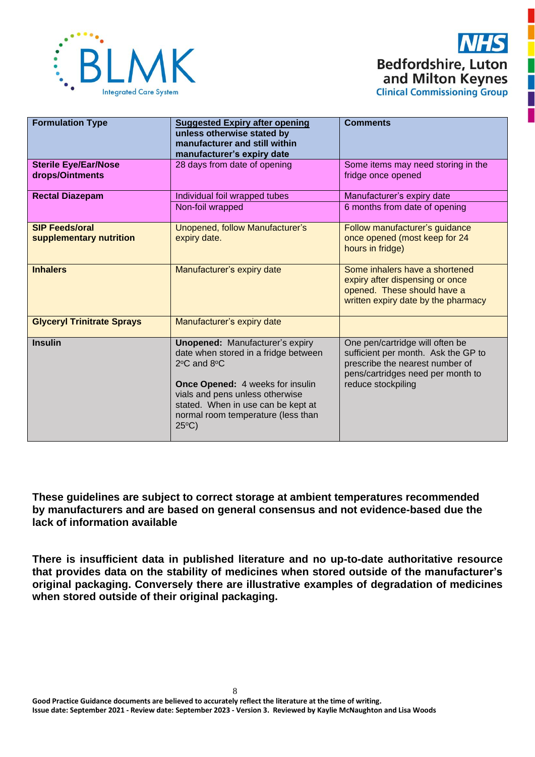| Formulation Type | Suggested Expiry after opening unless otherwise stated by manufacturer and still within manufacturer's expiry date | Comments |
|---|---|---|
| **Sterile Eye/Ear/Nose drops/Ointments** | 28 days from date of opening | Some items may need storing in the fridge once opened |
| **Rectal Diazepam** | Individual foil wrapped tubes | Manufacturer's expiry date |
| | Non-foil wrapped | 6 months from date of opening |
| **SIP Feeds/oral supplementary nutrition** | Unopened, follow Manufacturer's expiry date. | Follow manufacturer's guidance once opened (most keep for 24 hours in fridge) |
| **Inhalers** | Manufacturer's expiry date | Some inhalers have a shortened expiry after dispensing or once opened. These should have a written expiry date by the pharmacy |
| **Glyceryl Trinitrate Sprays** | Manufacturer's expiry date | |
| **Insulin** | **Unopened:** Manufacturer's expiry date when stored in a fridge between 2ºC and 8ºC<br><br>**Once Opened:** 4 weeks for insulin vials and pens unless otherwise stated. When in use can be kept at normal room temperature (less than 25ºC) | One pen/cartridge will often be sufficient per month. Ask the GP to prescribe the nearest number of pens/cartridges need per month to reduce stockpiling |

**These guidelines are subject to correct storage at ambient temperatures recommended by manufacturers and are based on general consensus and not evidence-based due the lack of information available**

**There is insufficient data in published literature and no up-to-date authoritative resource that provides data on the stability of medicines when stored outside of the manufacturer's original packaging. Conversely there are illustrative examples of degradation of medicines when stored outside of their original packaging.**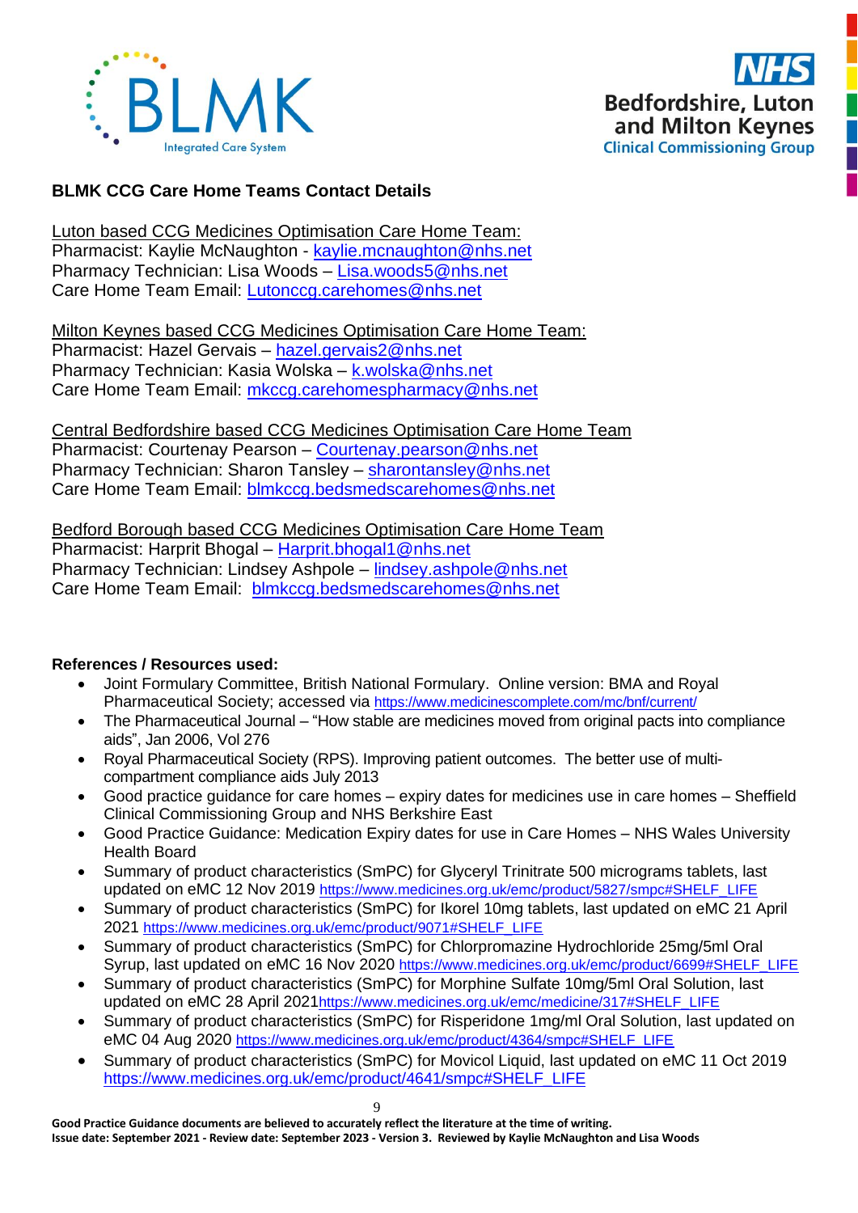**BLMK CCG Care Home Teams Contact Details**

Luton based CCG Medicines Optimisation Care Home Team:
Pharmacist: Kaylie McNaughton - kaylie.mcnaughton@nhs.net
Pharmacy Technician: Lisa Woods – Lisa.woods5@nhs.net
Care Home Team Email: Lutonccg.carehomes@nhs.net

Milton Keynes based CCG Medicines Optimisation Care Home Team:
Pharmacist: Hazel Gervais – hazel.gervais2@nhs.net
Pharmacy Technician: Kasia Wolska – k.wolska@nhs.net
Care Home Team Email: mkccg.carehomespharmacy@nhs.net

Central Bedfordshire based CCG Medicines Optimisation Care Home Team
Pharmacist: Courtenay Pearson – Courtenay.pearson@nhs.net
Pharmacy Technician: Sharon Tansley – sharontansley@nhs.net
Care Home Team Email: blmkccg.bedsmedscarehomes@nhs.net

Bedford Borough based CCG Medicines Optimisation Care Home Team
Pharmacist: Harprit Bhogal – Harprit.bhogal1@nhs.net
Pharmacy Technician: Lindsey Ashpole – lindsey.ashpole@nhs.net
Care Home Team Email: blmkccg.bedsmedscarehomes@nhs.net

**References / Resources used:**

- Joint Formulary Committee, British National Formulary. Online version: BMA and Royal Pharmaceutical Society; accessed via https://www.medicinescomplete.com/mc/bnf/current/
- The Pharmaceutical Journal – "How stable are medicines moved from original pacts into compliance aids", Jan 2006, Vol 276
- Royal Pharmaceutical Society (RPS). Improving patient outcomes. The better use of multi-compartment compliance aids July 2013
- Good practice guidance for care homes – expiry dates for medicines use in care homes – Sheffield Clinical Commissioning Group and NHS Berkshire East
- Good Practice Guidance: Medication Expiry dates for use in Care Homes – NHS Wales University Health Board
- Summary of product characteristics (SmPC) for Glyceryl Trinitrate 500 micrograms tablets, last updated on eMC 12 Nov 2019 https://www.medicines.org.uk/emc/product/5827/smpc#SHELF_LIFE
- Summary of product characteristics (SmPC) for Ikorel 10mg tablets, last updated on eMC 21 April 2021 https://www.medicines.org.uk/emc/product/9071#SHELF_LIFE
- Summary of product characteristics (SmPC) for Chlorpromazine Hydrochloride 25mg/5ml Oral Syrup, last updated on eMC 16 Nov 2020 https://www.medicines.org.uk/emc/product/6699#SHELF_LIFE
- Summary of product characteristics (SmPC) for Morphine Sulfate 10mg/5ml Oral Solution, last updated on eMC 28 April 2021https://www.medicines.org.uk/emc/medicine/317#SHELF_LIFE
- Summary of product characteristics (SmPC) for Risperidone 1mg/ml Oral Solution, last updated on eMC 04 Aug 2020 https://www.medicines.org.uk/emc/product/4364/smpc#SHELF_LIFE
- Summary of product characteristics (SmPC) for Movicol Liquid, last updated on eMC 11 Oct 2019 https://www.medicines.org.uk/emc/product/4641/smpc#SHELF_LIFE

**Good Practice Guidance documents are believed to accurately reflect the literature at the time of writing.**
**Issue date: September 2021 - Review date: September 2023 - Version 3. Reviewed by Kaylie McNaughton and Lisa Woods**